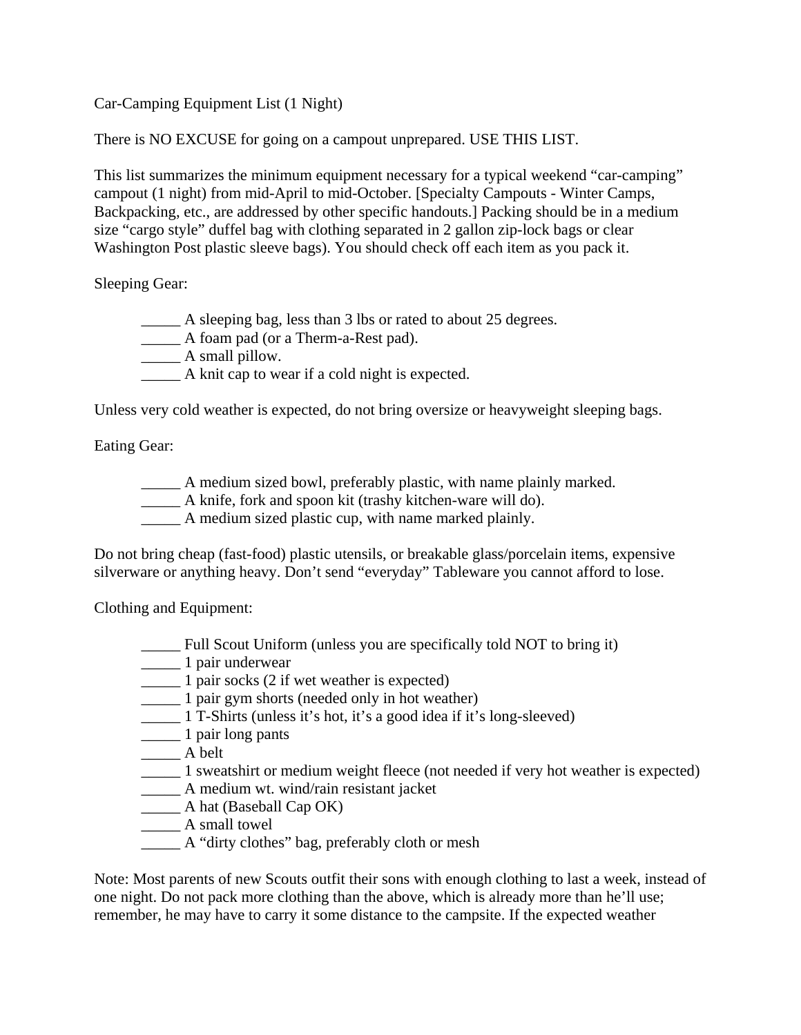# Car-Camping Equipment List (1 Night)

There is NO EXCUSE for going on a campout unprepared. USE THIS LIST.

This list summarizes the minimum equipment necessary for a typical weekend "car-camping" campout (1 night) from mid-April to mid-October. [Specialty Campouts - Winter Camps, Backpacking, etc., are addressed by other specific handouts.] Packing should be in a medium size "cargo style" duffel bag with clothing separated in 2 gallon zip-lock bags or clear Washington Post plastic sleeve bags). You should check off each item as you pack it.

## Sleeping Gear:

_____ A sleeping bag, less than 3 lbs or rated to about 25 degrees.
_____ A foam pad (or a Therm-a-Rest pad).
_____ A small pillow.
_____ A knit cap to wear if a cold night is expected.

Unless very cold weather is expected, do not bring oversize or heavyweight sleeping bags.

## Eating Gear:

_____ A medium sized bowl, preferably plastic, with name plainly marked.
_____ A knife, fork and spoon kit (trashy kitchen-ware will do).
_____ A medium sized plastic cup, with name marked plainly.

Do not bring cheap (fast-food) plastic utensils, or breakable glass/porcelain items, expensive silverware or anything heavy. Don't send "everyday" Tableware you cannot afford to lose.

## Clothing and Equipment:

_____ Full Scout Uniform (unless you are specifically told NOT to bring it)
_____ 1 pair underwear
_____ 1 pair socks (2 if wet weather is expected)
_____ 1 pair gym shorts (needed only in hot weather)
_____ 1 T-Shirts (unless it's hot, it's a good idea if it's long-sleeved)
_____ 1 pair long pants
_____ A belt
_____ 1 sweatshirt or medium weight fleece (not needed if very hot weather is expected)
_____ A medium wt. wind/rain resistant jacket
_____ A hat (Baseball Cap OK)
_____ A small towel
_____ A "dirty clothes" bag, preferably cloth or mesh

Note: Most parents of new Scouts outfit their sons with enough clothing to last a week, instead of one night. Do not pack more clothing than the above, which is already more than he'll use; remember, he may have to carry it some distance to the campsite. If the expected weather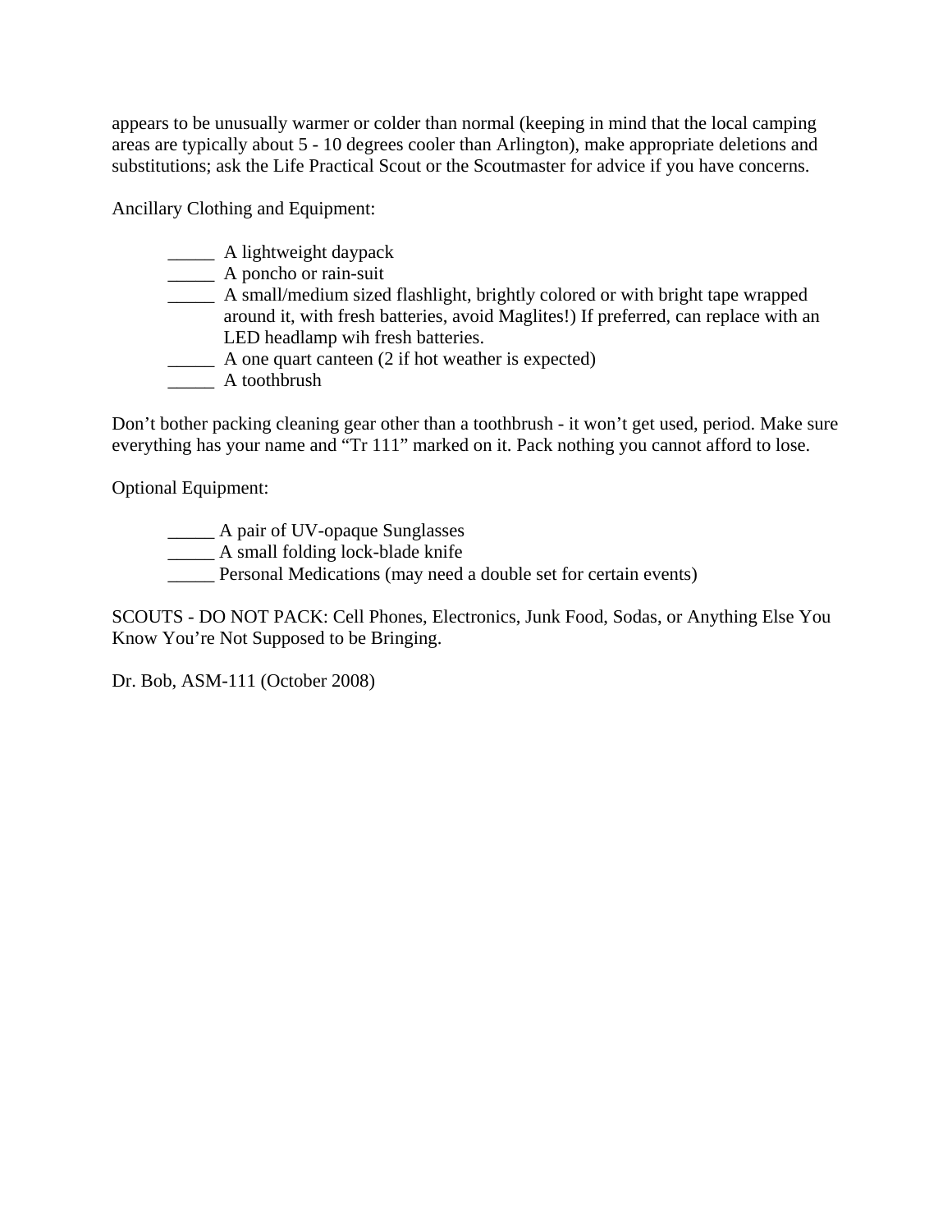appears to be unusually warmer or colder than normal (keeping in mind that the local camping areas are typically about 5 - 10 degrees cooler than Arlington), make appropriate deletions and substitutions; ask the Life Practical Scout or the Scoutmaster for advice if you have concerns.

Ancillary Clothing and Equipment:

- _____ A lightweight daypack
- _____ A poncho or rain-suit
- _____ A small/medium sized flashlight, brightly colored or with bright tape wrapped around it, with fresh batteries, avoid Maglites!) If preferred, can replace with an LED headlamp wih fresh batteries.
- _____ A one quart canteen (2 if hot weather is expected)
- _____ A toothbrush

Don't bother packing cleaning gear other than a toothbrush - it won't get used, period. Make sure everything has your name and "Tr 111" marked on it. Pack nothing you cannot afford to lose.

Optional Equipment:

- _____ A pair of UV-opaque Sunglasses
- _____ A small folding lock-blade knife
- _____ Personal Medications (may need a double set for certain events)

SCOUTS - DO NOT PACK: Cell Phones, Electronics, Junk Food, Sodas, or Anything Else You Know You're Not Supposed to be Bringing.

Dr. Bob, ASM-111 (October 2008)